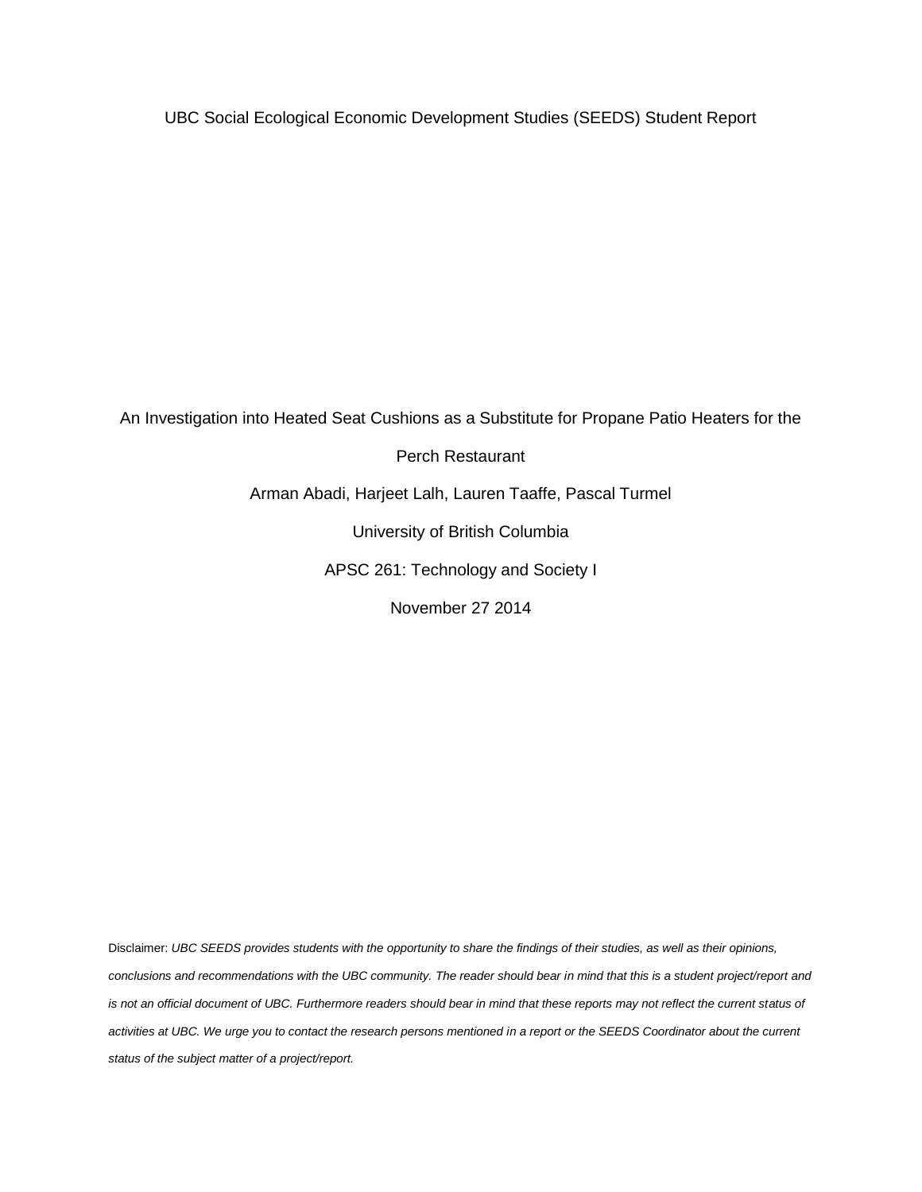UBC Social Ecological Economic Development Studies (SEEDS) Student Report

# An Investigation into Heated Seat Cushions as a Substitute for Propane Patio Heaters for the Perch Restaurant

Arman Abadi, Harjeet Lalh, Lauren Taaffe, Pascal Turmel

University of British Columbia

APSC 261: Technology and Society I

November 27 2014

Disclaimer: *UBC SEEDS provides students with the opportunity to share the findings of their studies, as well as their opinions, conclusions and recommendations with the UBC community. The reader should bear in mind that this is a student project/report and is not an official document of UBC. Furthermore readers should bear in mind that these reports may not reflect the current status of activities at UBC. We urge you to contact the research persons mentioned in a report or the SEEDS Coordinator about the current status of the subject matter of a project/report.*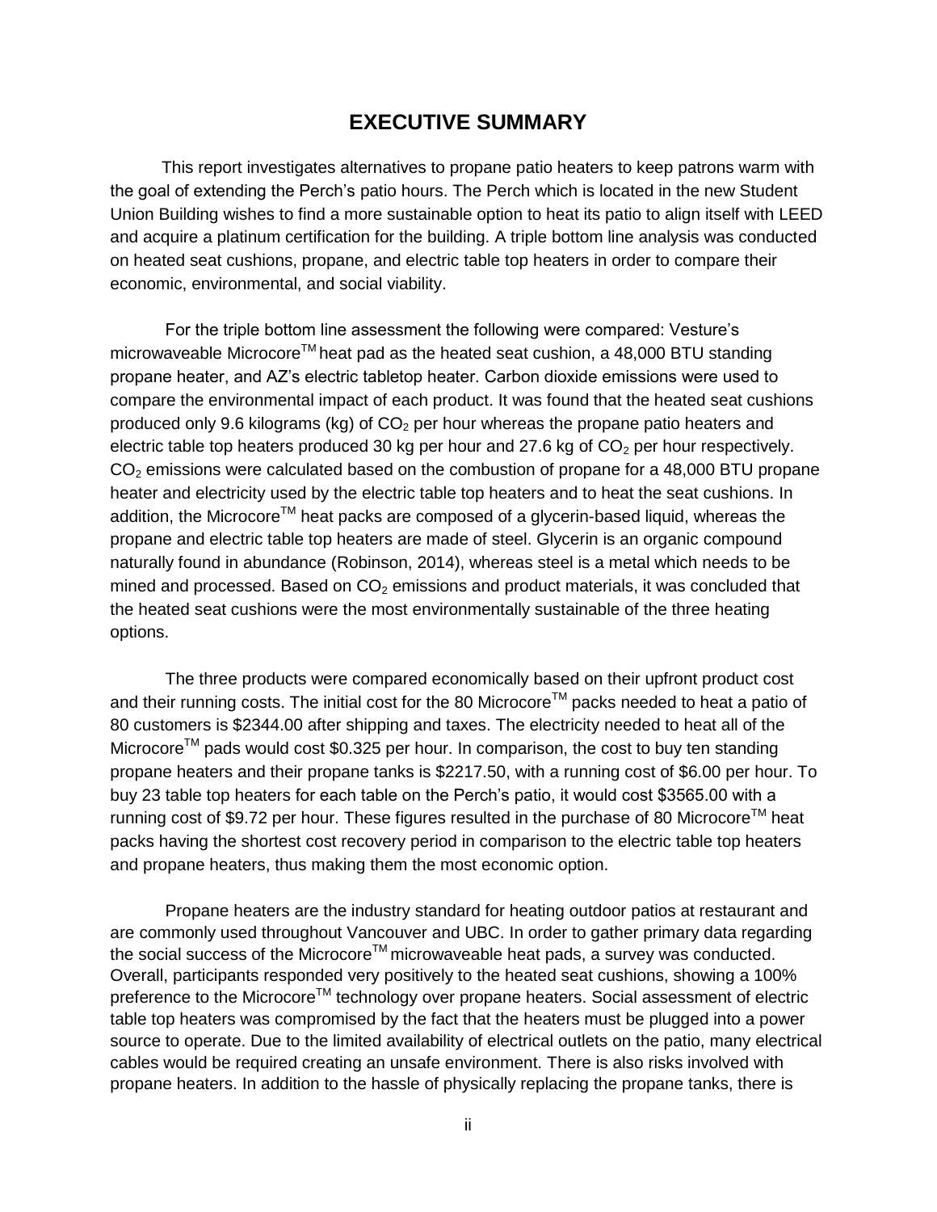# EXECUTIVE SUMMARY

This report investigates alternatives to propane patio heaters to keep patrons warm with the goal of extending the Perch's patio hours. The Perch which is located in the new Student Union Building wishes to find a more sustainable option to heat its patio to align itself with LEED and acquire a platinum certification for the building. A triple bottom line analysis was conducted on heated seat cushions, propane, and electric table top heaters in order to compare their economic, environmental, and social viability.

For the triple bottom line assessment the following were compared: Vesture's microwaveable Microcore™ heat pad as the heated seat cushion, a 48,000 BTU standing propane heater, and AZ's electric tabletop heater. Carbon dioxide emissions were used to compare the environmental impact of each product. It was found that the heated seat cushions produced only 9.6 kilograms (kg) of $CO_2$ per hour whereas the propane patio heaters and electric table top heaters produced 30 kg per hour and 27.6 kg of $CO_2$ per hour respectively. $CO_2$ emissions were calculated based on the combustion of propane for a 48,000 BTU propane heater and electricity used by the electric table top heaters and to heat the seat cushions. In addition, the Microcore™ heat packs are composed of a glycerin-based liquid, whereas the propane and electric table top heaters are made of steel. Glycerin is an organic compound naturally found in abundance (Robinson, 2014), whereas steel is a metal which needs to be mined and processed. Based on $CO_2$ emissions and product materials, it was concluded that the heated seat cushions were the most environmentally sustainable of the three heating options.

The three products were compared economically based on their upfront product cost and their running costs. The initial cost for the 80 Microcore™ packs needed to heat a patio of 80 customers is $2344.00 after shipping and taxes. The electricity needed to heat all of the Microcore™ pads would cost $0.325 per hour. In comparison, the cost to buy ten standing propane heaters and their propane tanks is $2217.50, with a running cost of $6.00 per hour. To buy 23 table top heaters for each table on the Perch's patio, it would cost $3565.00 with a running cost of $9.72 per hour. These figures resulted in the purchase of 80 Microcore™ heat packs having the shortest cost recovery period in comparison to the electric table top heaters and propane heaters, thus making them the most economic option.

Propane heaters are the industry standard for heating outdoor patios at restaurant and are commonly used throughout Vancouver and UBC. In order to gather primary data regarding the social success of the Microcore™ microwaveable heat pads, a survey was conducted. Overall, participants responded very positively to the heated seat cushions, showing a 100% preference to the Microcore™ technology over propane heaters. Social assessment of electric table top heaters was compromised by the fact that the heaters must be plugged into a power source to operate. Due to the limited availability of electrical outlets on the patio, many electrical cables would be required creating an unsafe environment. There is also risks involved with propane heaters. In addition to the hassle of physically replacing the propane tanks, there is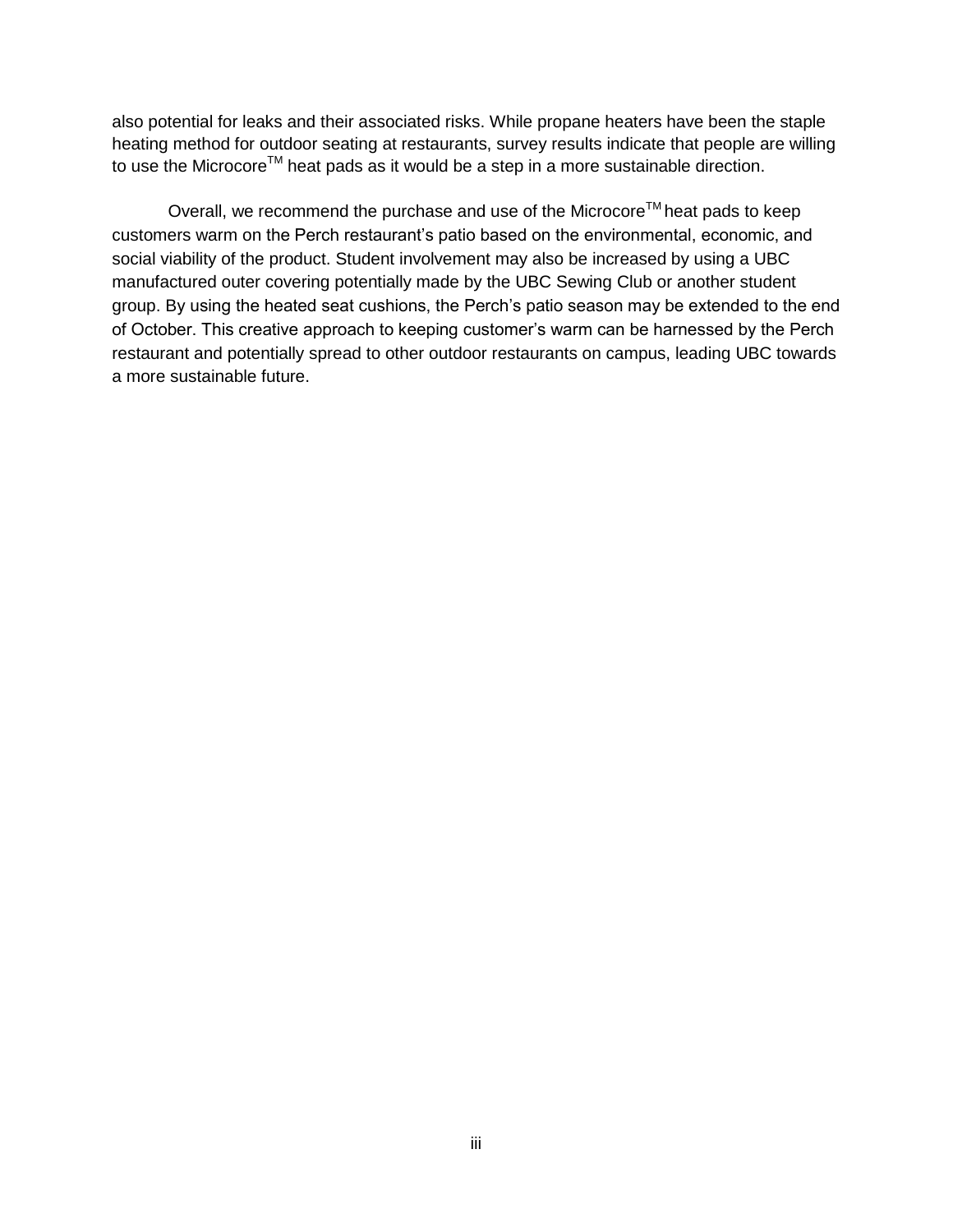also potential for leaks and their associated risks. While propane heaters have been the staple heating method for outdoor seating at restaurants, survey results indicate that people are willing to use the Microcore™ heat pads as it would be a step in a more sustainable direction.

Overall, we recommend the purchase and use of the Microcore™ heat pads to keep customers warm on the Perch restaurant's patio based on the environmental, economic, and social viability of the product. Student involvement may also be increased by using a UBC manufactured outer covering potentially made by the UBC Sewing Club or another student group. By using the heated seat cushions, the Perch's patio season may be extended to the end of October. This creative approach to keeping customer's warm can be harnessed by the Perch restaurant and potentially spread to other outdoor restaurants on campus, leading UBC towards a more sustainable future.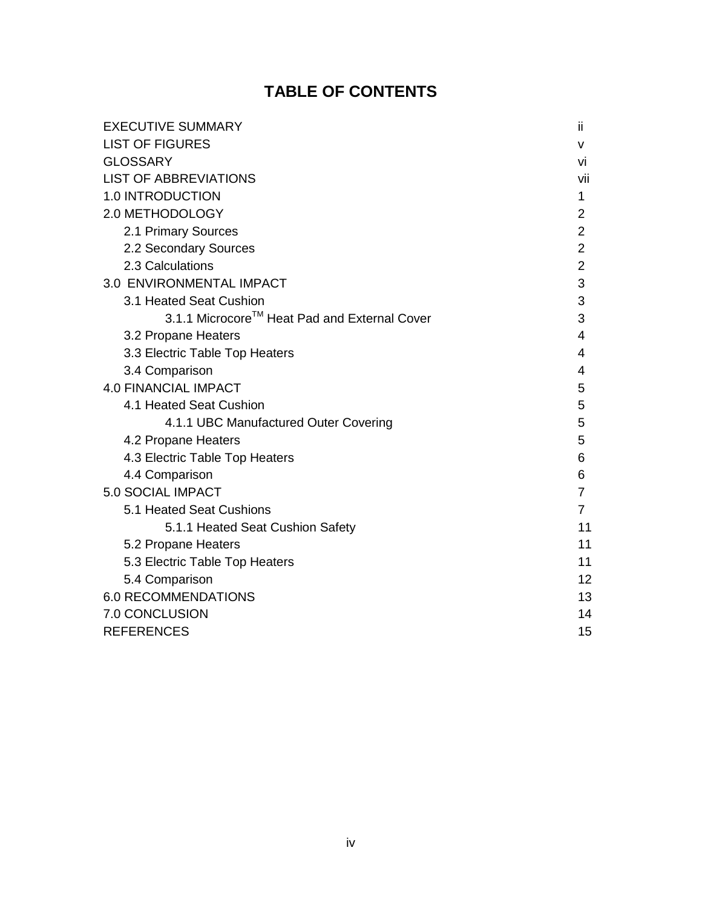# TABLE OF CONTENTS

| | |
|---|---|
| EXECUTIVE SUMMARY | ii |
| LIST OF FIGURES | v |
| GLOSSARY | vi |
| LIST OF ABBREVIATIONS | vii |
| 1.0 INTRODUCTION | 1 |
| 2.0 METHODOLOGY | 2 |
| 2.1 Primary Sources | 2 |
| 2.2 Secondary Sources | 2 |
| 2.3 Calculations | 2 |
| 3.0 ENVIRONMENTAL IMPACT | 3 |
| 3.1 Heated Seat Cushion | 3 |
| 3.1.1 Microcore™ Heat Pad and External Cover | 3 |
| 3.2 Propane Heaters | 4 |
| 3.3 Electric Table Top Heaters | 4 |
| 3.4 Comparison | 4 |
| 4.0 FINANCIAL IMPACT | 5 |
| 4.1 Heated Seat Cushion | 5 |
| 4.1.1 UBC Manufactured Outer Covering | 5 |
| 4.2 Propane Heaters | 5 |
| 4.3 Electric Table Top Heaters | 6 |
| 4.4 Comparison | 6 |
| 5.0 SOCIAL IMPACT | 7 |
| 5.1 Heated Seat Cushions | 7 |
| 5.1.1 Heated Seat Cushion Safety | 11 |
| 5.2 Propane Heaters | 11 |
| 5.3 Electric Table Top Heaters | 11 |
| 5.4 Comparison | 12 |
| 6.0 RECOMMENDATIONS | 13 |
| 7.0 CONCLUSION | 14 |
| REFERENCES | 15 |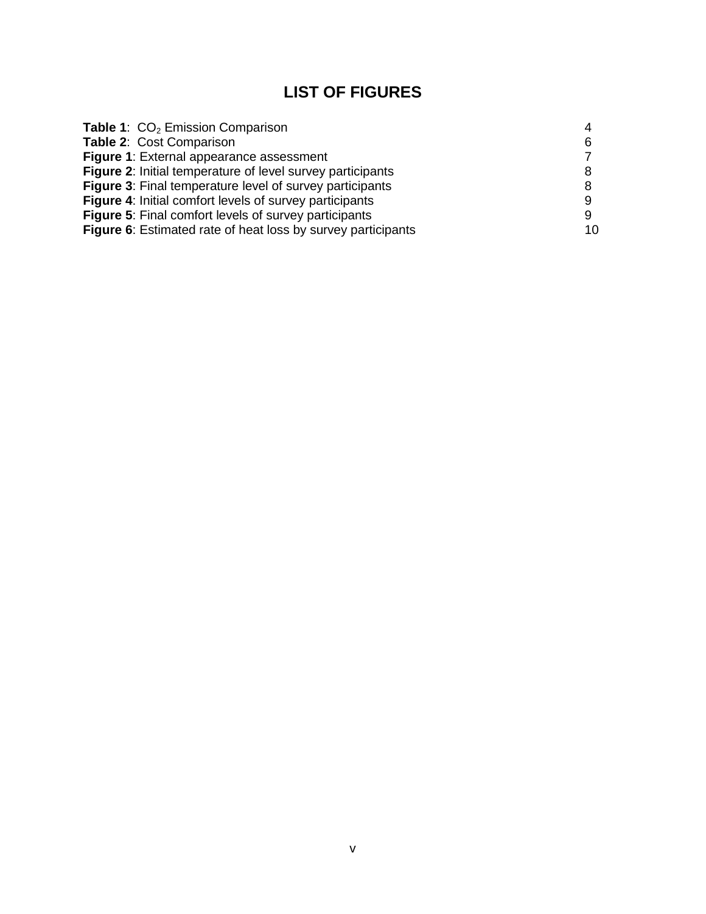# LIST OF FIGURES

| | |
|---|---|
| **Table 1**: $CO_2$ Emission Comparison | 4 |
| **Table 2**: Cost Comparison | 6 |
| **Figure 1**: External appearance assessment | 7 |
| **Figure 2**: Initial temperature of level survey participants | 8 |
| **Figure 3**: Final temperature level of survey participants | 8 |
| **Figure 4**: Initial comfort levels of survey participants | 9 |
| **Figure 5**: Final comfort levels of survey participants | 9 |
| **Figure 6**: Estimated rate of heat loss by survey participants | 10 |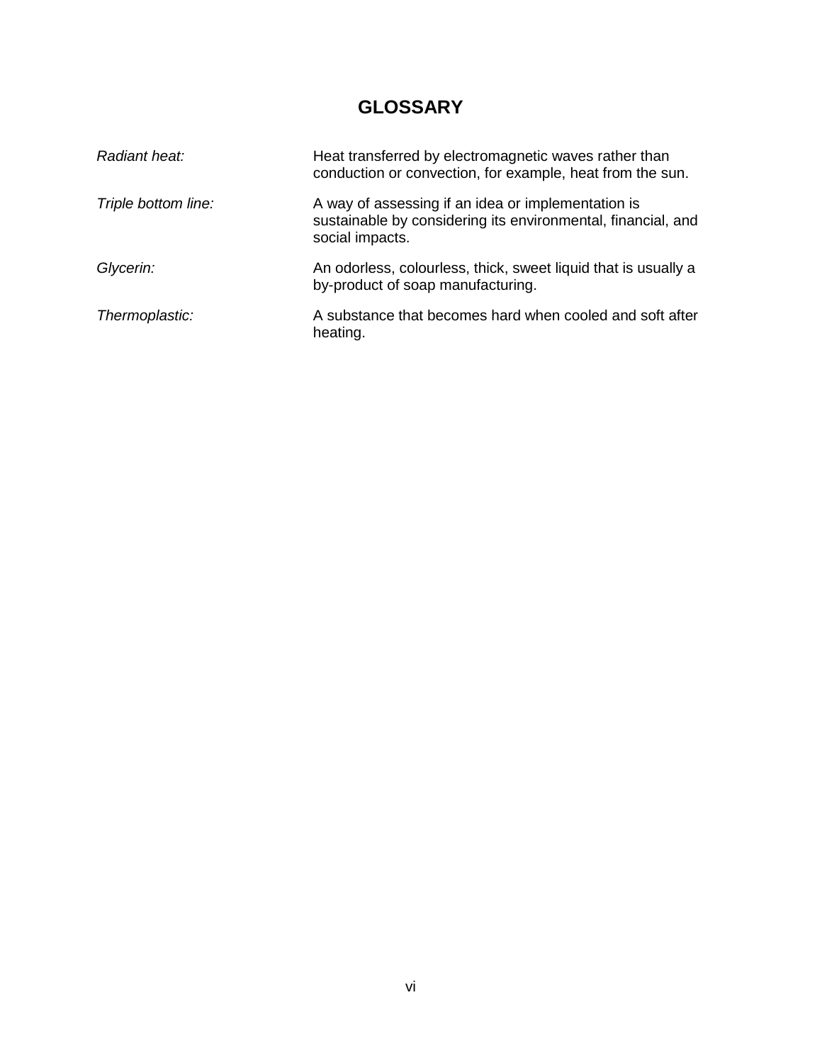# GLOSSARY

| | |
|---|---|
| *Radiant heat:* | Heat transferred by electromagnetic waves rather than conduction or convection, for example, heat from the sun. |
| *Triple bottom line:* | A way of assessing if an idea or implementation is sustainable by considering its environmental, financial, and social impacts. |
| *Glycerin:* | An odorless, colourless, thick, sweet liquid that is usually a by-product of soap manufacturing. |
| *Thermoplastic:* | A substance that becomes hard when cooled and soft after heating. |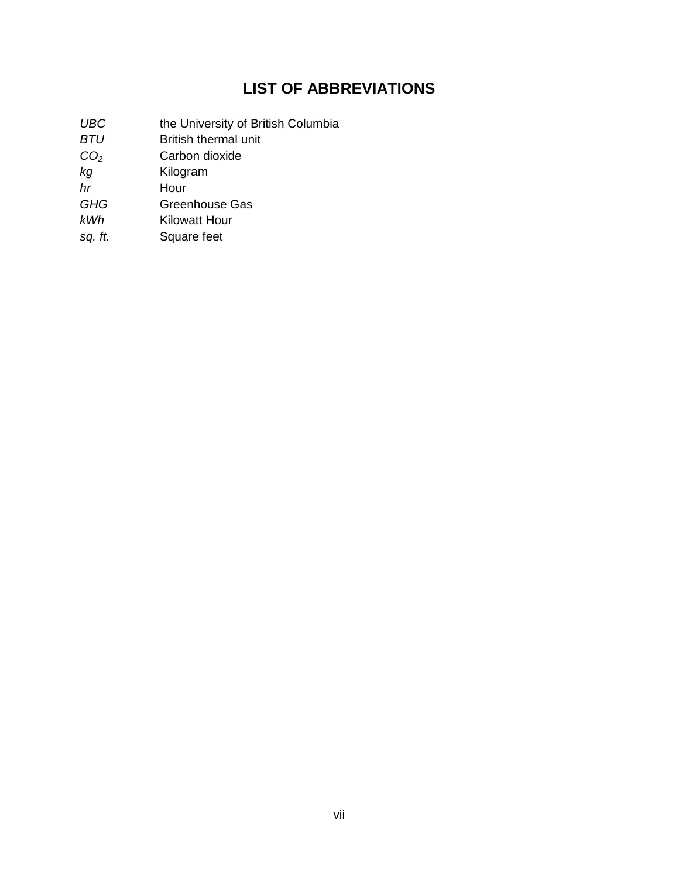# LIST OF ABBREVIATIONS

| | |
|---|---|
| *UBC* | the University of British Columbia |
| *BTU* | British thermal unit |
| $CO_2$ | Carbon dioxide |
| *kg* | Kilogram |
| *hr* | Hour |
| *GHG* | Greenhouse Gas |
| *kWh* | Kilowatt Hour |
| *sq. ft.* | Square feet |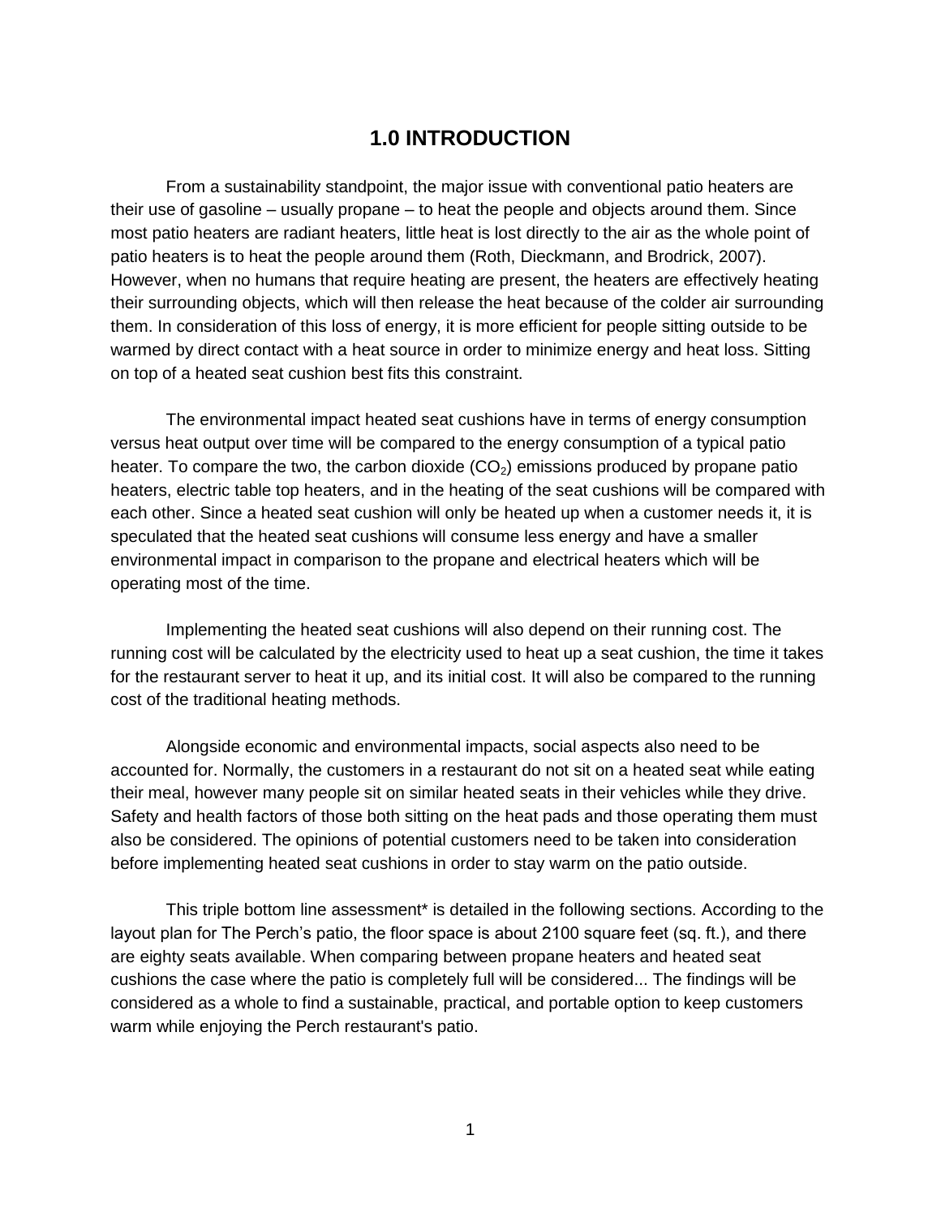# 1.0 INTRODUCTION

From a sustainability standpoint, the major issue with conventional patio heaters are their use of gasoline – usually propane – to heat the people and objects around them. Since most patio heaters are radiant heaters, little heat is lost directly to the air as the whole point of patio heaters is to heat the people around them (Roth, Dieckmann, and Brodrick, 2007). However, when no humans that require heating are present, the heaters are effectively heating their surrounding objects, which will then release the heat because of the colder air surrounding them. In consideration of this loss of energy, it is more efficient for people sitting outside to be warmed by direct contact with a heat source in order to minimize energy and heat loss. Sitting on top of a heated seat cushion best fits this constraint.

The environmental impact heated seat cushions have in terms of energy consumption versus heat output over time will be compared to the energy consumption of a typical patio heater. To compare the two, the carbon dioxide ($CO_2$) emissions produced by propane patio heaters, electric table top heaters, and in the heating of the seat cushions will be compared with each other. Since a heated seat cushion will only be heated up when a customer needs it, it is speculated that the heated seat cushions will consume less energy and have a smaller environmental impact in comparison to the propane and electrical heaters which will be operating most of the time.

Implementing the heated seat cushions will also depend on their running cost. The running cost will be calculated by the electricity used to heat up a seat cushion, the time it takes for the restaurant server to heat it up, and its initial cost. It will also be compared to the running cost of the traditional heating methods.

Alongside economic and environmental impacts, social aspects also need to be accounted for. Normally, the customers in a restaurant do not sit on a heated seat while eating their meal, however many people sit on similar heated seats in their vehicles while they drive. Safety and health factors of those both sitting on the heat pads and those operating them must also be considered. The opinions of potential customers need to be taken into consideration before implementing heated seat cushions in order to stay warm on the patio outside.

This triple bottom line assessment* is detailed in the following sections. According to the layout plan for The Perch's patio, the floor space is about 2100 square feet (sq. ft.), and there are eighty seats available. When comparing between propane heaters and heated seat cushions the case where the patio is completely full will be considered... The findings will be considered as a whole to find a sustainable, practical, and portable option to keep customers warm while enjoying the Perch restaurant's patio.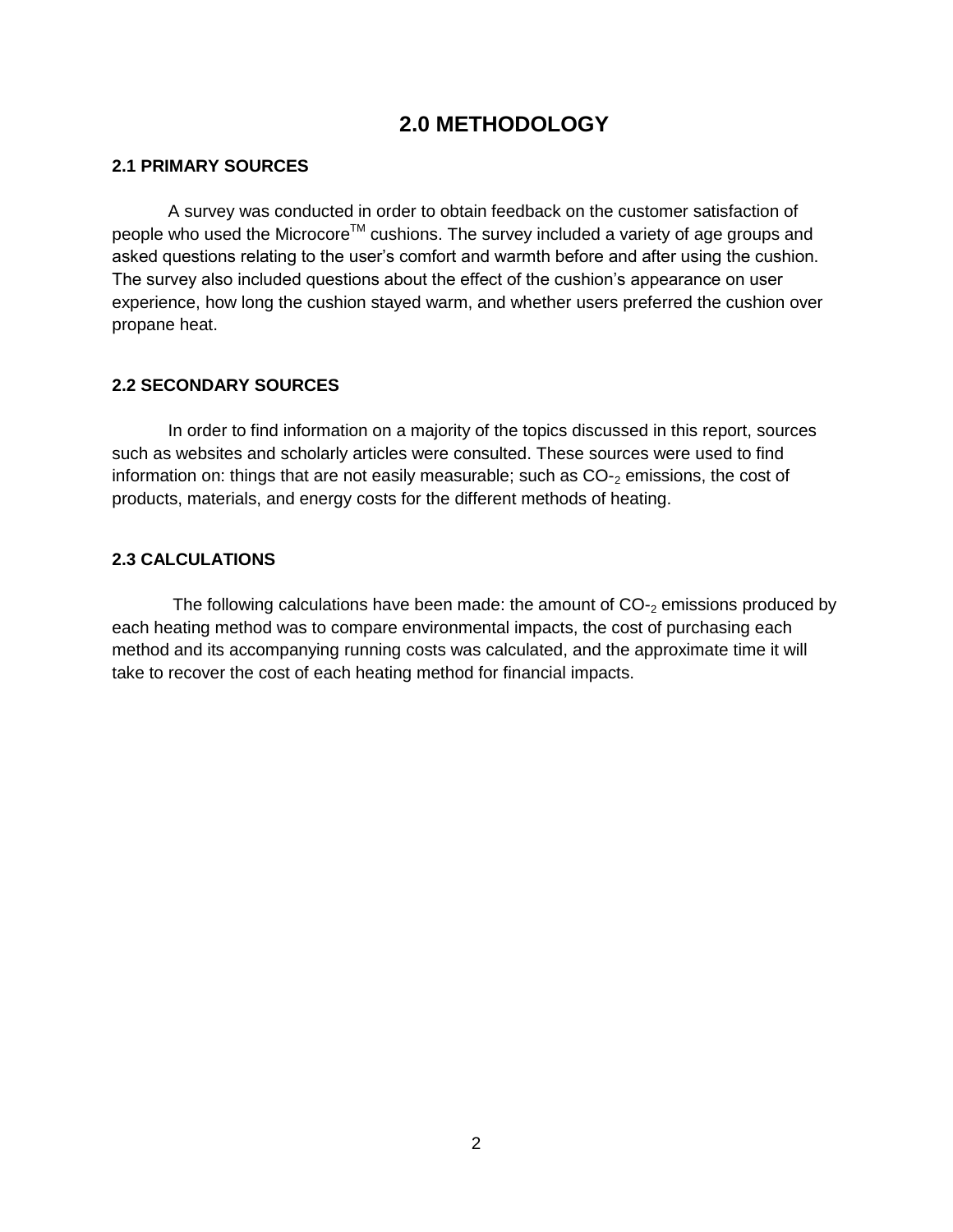# 2.0 METHODOLOGY

## 2.1 PRIMARY SOURCES

A survey was conducted in order to obtain feedback on the customer satisfaction of people who used the Microcore™ cushions. The survey included a variety of age groups and asked questions relating to the user's comfort and warmth before and after using the cushion. The survey also included questions about the effect of the cushion's appearance on user experience, how long the cushion stayed warm, and whether users preferred the cushion over propane heat.

## 2.2 SECONDARY SOURCES

In order to find information on a majority of the topics discussed in this report, sources such as websites and scholarly articles were consulted. These sources were used to find information on: things that are not easily measurable; such as $CO\text{-}_2$ emissions, the cost of products, materials, and energy costs for the different methods of heating.

## 2.3 CALCULATIONS

The following calculations have been made: the amount of $CO\text{-}_2$ emissions produced by each heating method was to compare environmental impacts, the cost of purchasing each method and its accompanying running costs was calculated, and the approximate time it will take to recover the cost of each heating method for financial impacts.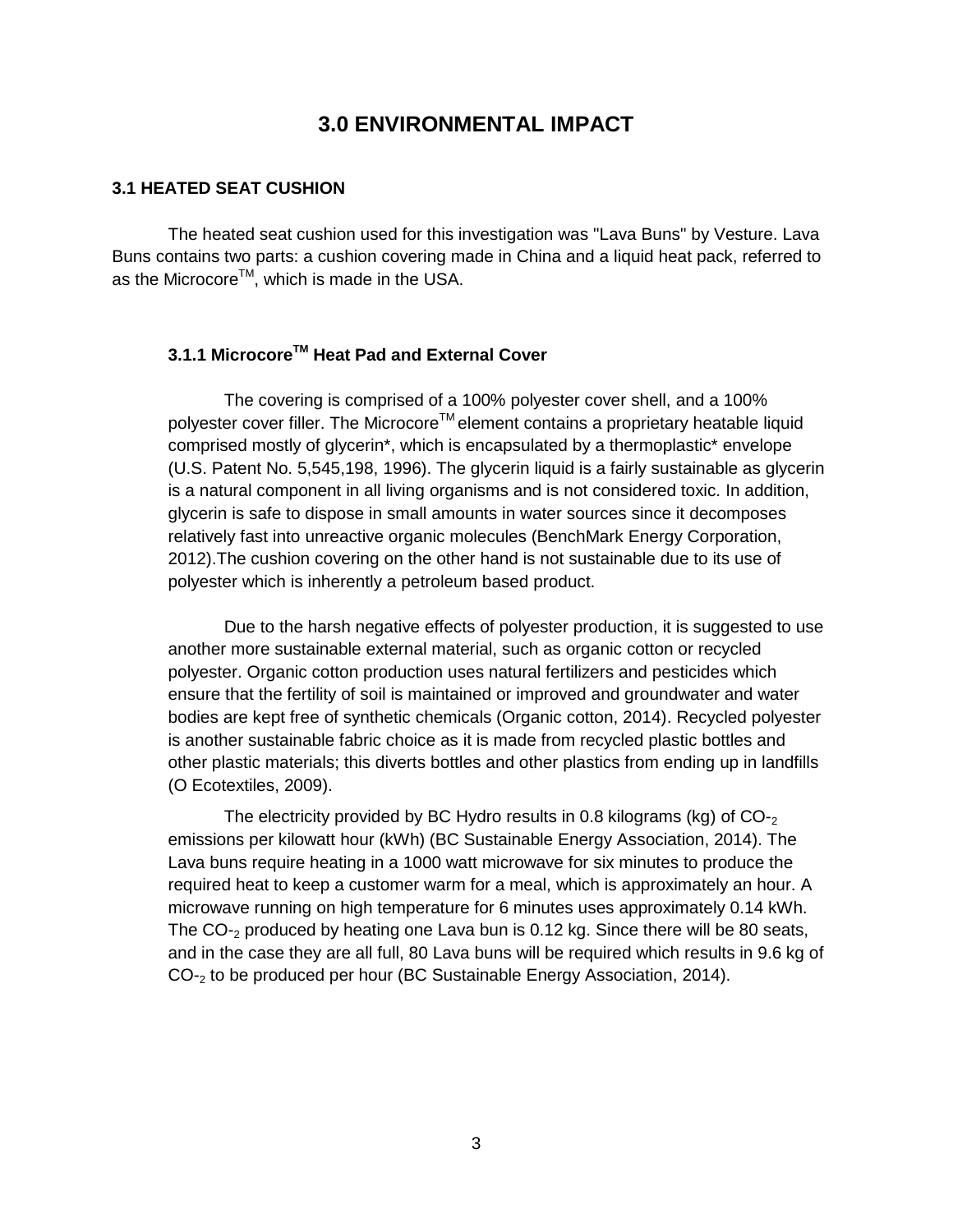# 3.0 ENVIRONMENTAL IMPACT

## 3.1 HEATED SEAT CUSHION

The heated seat cushion used for this investigation was "Lava Buns" by Vesture. Lava Buns contains two parts: a cushion covering made in China and a liquid heat pack, referred to as the Microcore™, which is made in the USA.

### 3.1.1 Microcore™ Heat Pad and External Cover

The covering is comprised of a 100% polyester cover shell, and a 100% polyester cover filler. The Microcore™ element contains a proprietary heatable liquid comprised mostly of glycerin*, which is encapsulated by a thermoplastic* envelope (U.S. Patent No. 5,545,198, 1996). The glycerin liquid is a fairly sustainable as glycerin is a natural component in all living organisms and is not considered toxic. In addition, glycerin is safe to dispose in small amounts in water sources since it decomposes relatively fast into unreactive organic molecules (BenchMark Energy Corporation, 2012).The cushion covering on the other hand is not sustainable due to its use of polyester which is inherently a petroleum based product.

Due to the harsh negative effects of polyester production, it is suggested to use another more sustainable external material, such as organic cotton or recycled polyester. Organic cotton production uses natural fertilizers and pesticides which ensure that the fertility of soil is maintained or improved and groundwater and water bodies are kept free of synthetic chemicals (Organic cotton, 2014). Recycled polyester is another sustainable fabric choice as it is made from recycled plastic bottles and other plastic materials; this diverts bottles and other plastics from ending up in landfills (O Ecotextiles, 2009).

The electricity provided by BC Hydro results in 0.8 kilograms (kg) of $CO_2$ emissions per kilowatt hour (kWh) (BC Sustainable Energy Association, 2014). The Lava buns require heating in a 1000 watt microwave for six minutes to produce the required heat to keep a customer warm for a meal, which is approximately an hour. A microwave running on high temperature for 6 minutes uses approximately 0.14 kWh. The $CO_2$ produced by heating one Lava bun is 0.12 kg. Since there will be 80 seats, and in the case they are all full, 80 Lava buns will be required which results in 9.6 kg of $CO_2$ to be produced per hour (BC Sustainable Energy Association, 2014).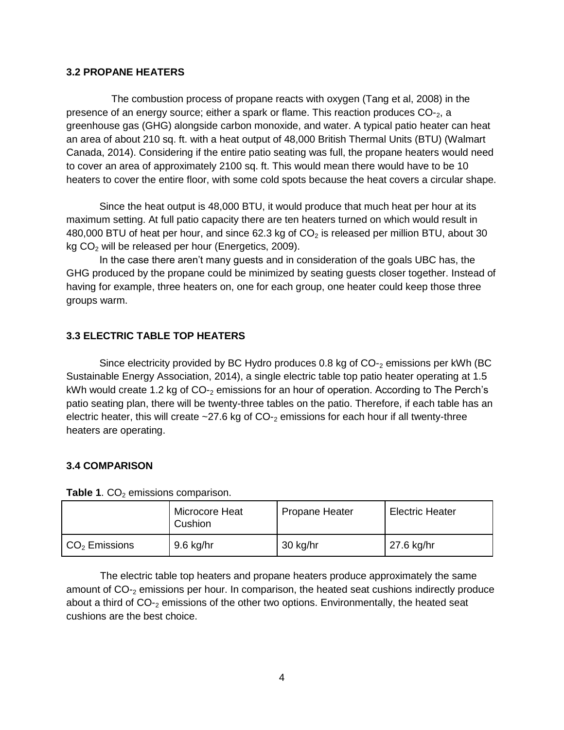### 3.2 PROPANE HEATERS

The combustion process of propane reacts with oxygen (Tang et al, 2008) in the presence of an energy source; either a spark or flame. This reaction produces $CO\text{-}_2$, a greenhouse gas (GHG) alongside carbon monoxide, and water. A typical patio heater can heat an area of about 210 sq. ft. with a heat output of 48,000 British Thermal Units (BTU) (Walmart Canada, 2014). Considering if the entire patio seating was full, the propane heaters would need to cover an area of approximately 2100 sq. ft. This would mean there would have to be 10 heaters to cover the entire floor, with some cold spots because the heat covers a circular shape.

Since the heat output is 48,000 BTU, it would produce that much heat per hour at its maximum setting. At full patio capacity there are ten heaters turned on which would result in 480,000 BTU of heat per hour, and since 62.3 kg of $CO_2$ is released per million BTU, about 30 kg $CO_2$ will be released per hour (Energetics, 2009).

In the case there aren't many guests and in consideration of the goals UBC has, the GHG produced by the propane could be minimized by seating guests closer together. Instead of having for example, three heaters on, one for each group, one heater could keep those three groups warm.

### 3.3 ELECTRIC TABLE TOP HEATERS

Since electricity provided by BC Hydro produces 0.8 kg of $CO\text{-}_2$ emissions per kWh (BC Sustainable Energy Association, 2014), a single electric table top patio heater operating at 1.5 kWh would create 1.2 kg of $CO\text{-}_2$ emissions for an hour of operation. According to The Perch's patio seating plan, there will be twenty-three tables on the patio. Therefore, if each table has an electric heater, this will create ~27.6 kg of $CO\text{-}_2$ emissions for each hour if all twenty-three heaters are operating.

### 3.4 COMPARISON

**Table 1**. $CO_2$ emissions comparison.

| | Microcore Heat Cushion | Propane Heater | Electric Heater |
|---|---|---|---|
| $CO_2$ Emissions | 9.6 kg/hr | 30 kg/hr | 27.6 kg/hr |

The electric table top heaters and propane heaters produce approximately the same amount of $CO\text{-}_2$ emissions per hour. In comparison, the heated seat cushions indirectly produce about a third of $CO\text{-}_2$ emissions of the other two options. Environmentally, the heated seat cushions are the best choice.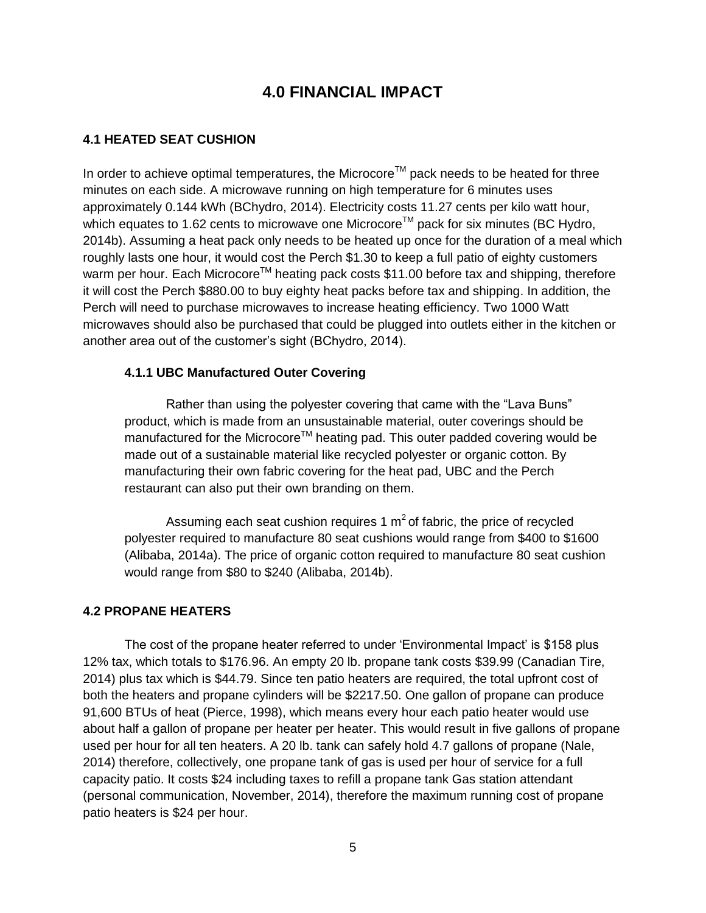# 4.0 FINANCIAL IMPACT

## 4.1 HEATED SEAT CUSHION

In order to achieve optimal temperatures, the Microcore$^{TM}$ pack needs to be heated for three minutes on each side. A microwave running on high temperature for 6 minutes uses approximately 0.144 kWh (BChydro, 2014). Electricity costs 11.27 cents per kilo watt hour, which equates to 1.62 cents to microwave one Microcore$^{TM}$ pack for six minutes (BC Hydro, 2014b). Assuming a heat pack only needs to be heated up once for the duration of a meal which roughly lasts one hour, it would cost the Perch $1.30 to keep a full patio of eighty customers warm per hour. Each Microcore$^{TM}$ heating pack costs $11.00 before tax and shipping, therefore it will cost the Perch $880.00 to buy eighty heat packs before tax and shipping. In addition, the Perch will need to purchase microwaves to increase heating efficiency. Two 1000 Watt microwaves should also be purchased that could be plugged into outlets either in the kitchen or another area out of the customer's sight (BChydro, 2014).

### 4.1.1 UBC Manufactured Outer Covering

Rather than using the polyester covering that came with the "Lava Buns" product, which is made from an unsustainable material, outer coverings should be manufactured for the Microcore$^{TM}$ heating pad. This outer padded covering would be made out of a sustainable material like recycled polyester or organic cotton. By manufacturing their own fabric covering for the heat pad, UBC and the Perch restaurant can also put their own branding on them.

Assuming each seat cushion requires 1 $m^2$ of fabric, the price of recycled polyester required to manufacture 80 seat cushions would range from $400 to $1600 (Alibaba, 2014a). The price of organic cotton required to manufacture 80 seat cushion would range from $80 to $240 (Alibaba, 2014b).

## 4.2 PROPANE HEATERS

The cost of the propane heater referred to under 'Environmental Impact' is $158 plus 12% tax, which totals to $176.96. An empty 20 lb. propane tank costs $39.99 (Canadian Tire, 2014) plus tax which is $44.79. Since ten patio heaters are required, the total upfront cost of both the heaters and propane cylinders will be $2217.50. One gallon of propane can produce 91,600 BTUs of heat (Pierce, 1998), which means every hour each patio heater would use about half a gallon of propane per heater per heater. This would result in five gallons of propane used per hour for all ten heaters. A 20 lb. tank can safely hold 4.7 gallons of propane (Nale, 2014) therefore, collectively, one propane tank of gas is used per hour of service for a full capacity patio. It costs $24 including taxes to refill a propane tank Gas station attendant (personal communication, November, 2014), therefore the maximum running cost of propane patio heaters is $24 per hour.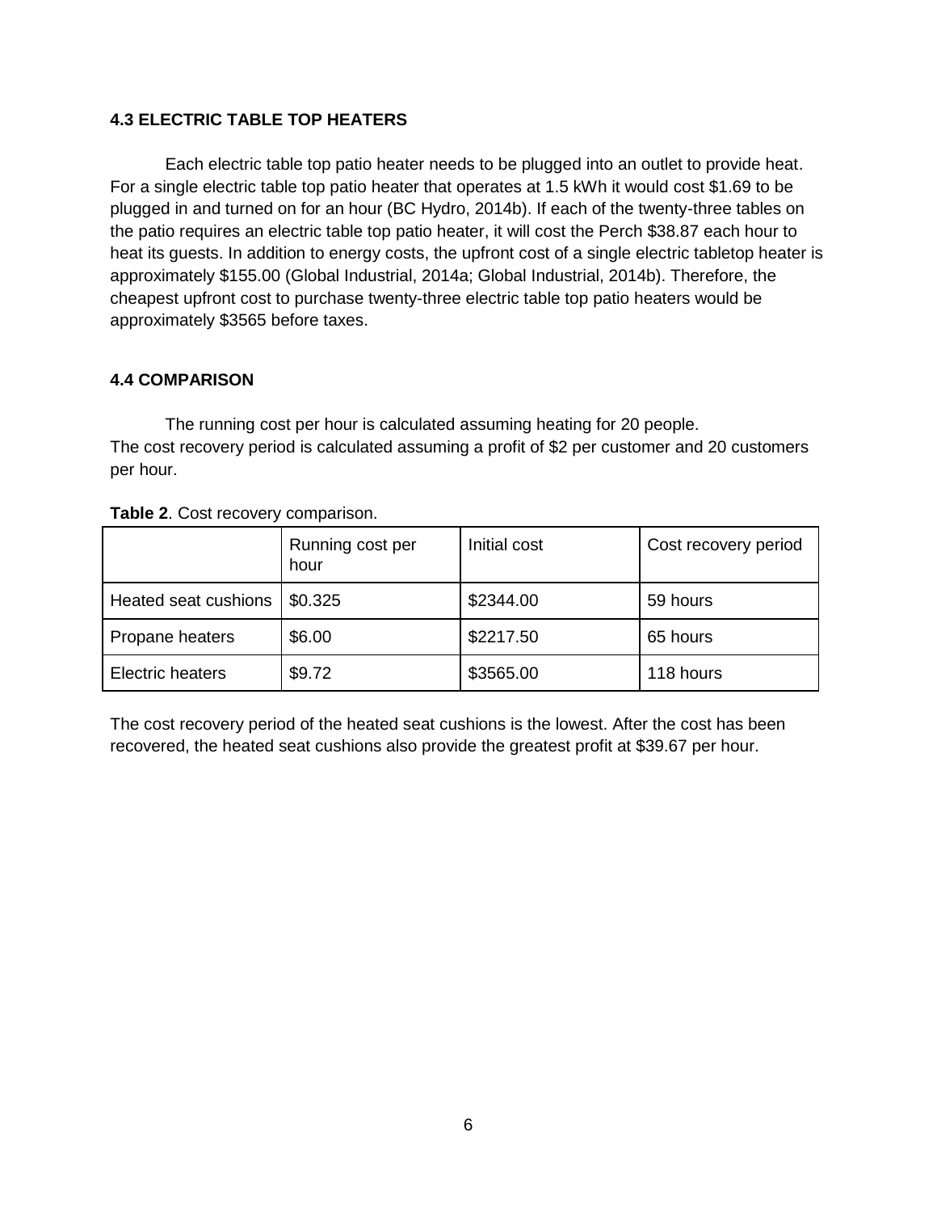### 4.3 ELECTRIC TABLE TOP HEATERS

Each electric table top patio heater needs to be plugged into an outlet to provide heat. For a single electric table top patio heater that operates at 1.5 kWh it would cost $1.69 to be plugged in and turned on for an hour (BC Hydro, 2014b). If each of the twenty-three tables on the patio requires an electric table top patio heater, it will cost the Perch $38.87 each hour to heat its guests. In addition to energy costs, the upfront cost of a single electric tabletop heater is approximately $155.00 (Global Industrial, 2014a; Global Industrial, 2014b). Therefore, the cheapest upfront cost to purchase twenty-three electric table top patio heaters would be approximately $3565 before taxes.

### 4.4 COMPARISON

The running cost per hour is calculated assuming heating for 20 people.
The cost recovery period is calculated assuming a profit of $2 per customer and 20 customers per hour.

**Table 2**. Cost recovery comparison.

| | Running cost per hour | Initial cost | Cost recovery period |
|---|---|---|---|
| Heated seat cushions | $0.325 | $2344.00 | 59 hours |
| Propane heaters | $6.00 | $2217.50 | 65 hours |
| Electric heaters | $9.72 | $3565.00 | 118 hours |

The cost recovery period of the heated seat cushions is the lowest. After the cost has been recovered, the heated seat cushions also provide the greatest profit at $39.67 per hour.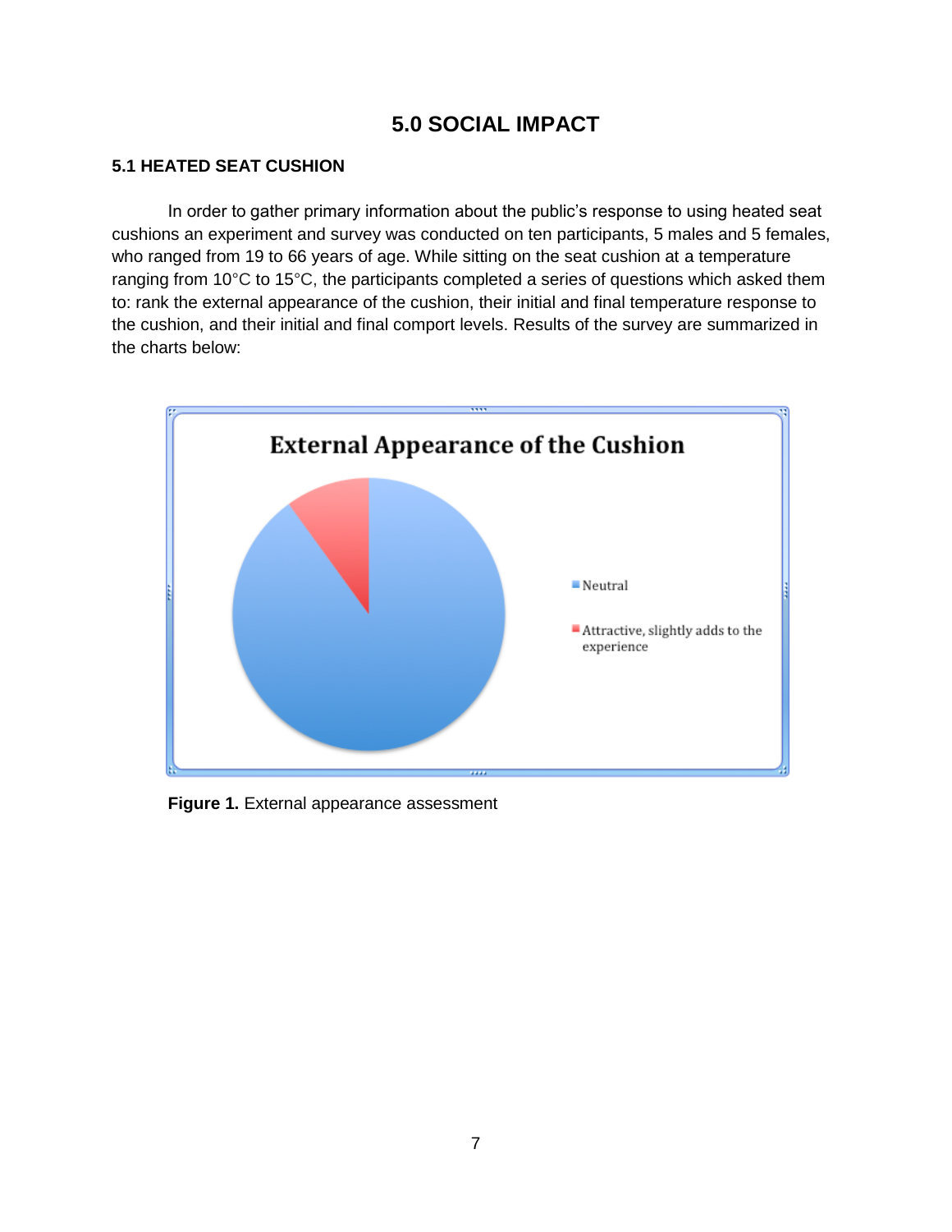# 5.0 SOCIAL IMPACT

## 5.1 HEATED SEAT CUSHION

In order to gather primary information about the public's response to using heated seat cushions an experiment and survey was conducted on ten participants, 5 males and 5 females, who ranged from 19 to 66 years of age. While sitting on the seat cushion at a temperature ranging from 10°C to 15°C, the participants completed a series of questions which asked them to: rank the external appearance of the cushion, their initial and final temperature response to the cushion, and their initial and final comport levels. Results of the survey are summarized in the charts below:

**External Appearance of the Cushion**

- Neutral
- Attractive, slightly adds to the experience

**Figure 1.** External appearance assessment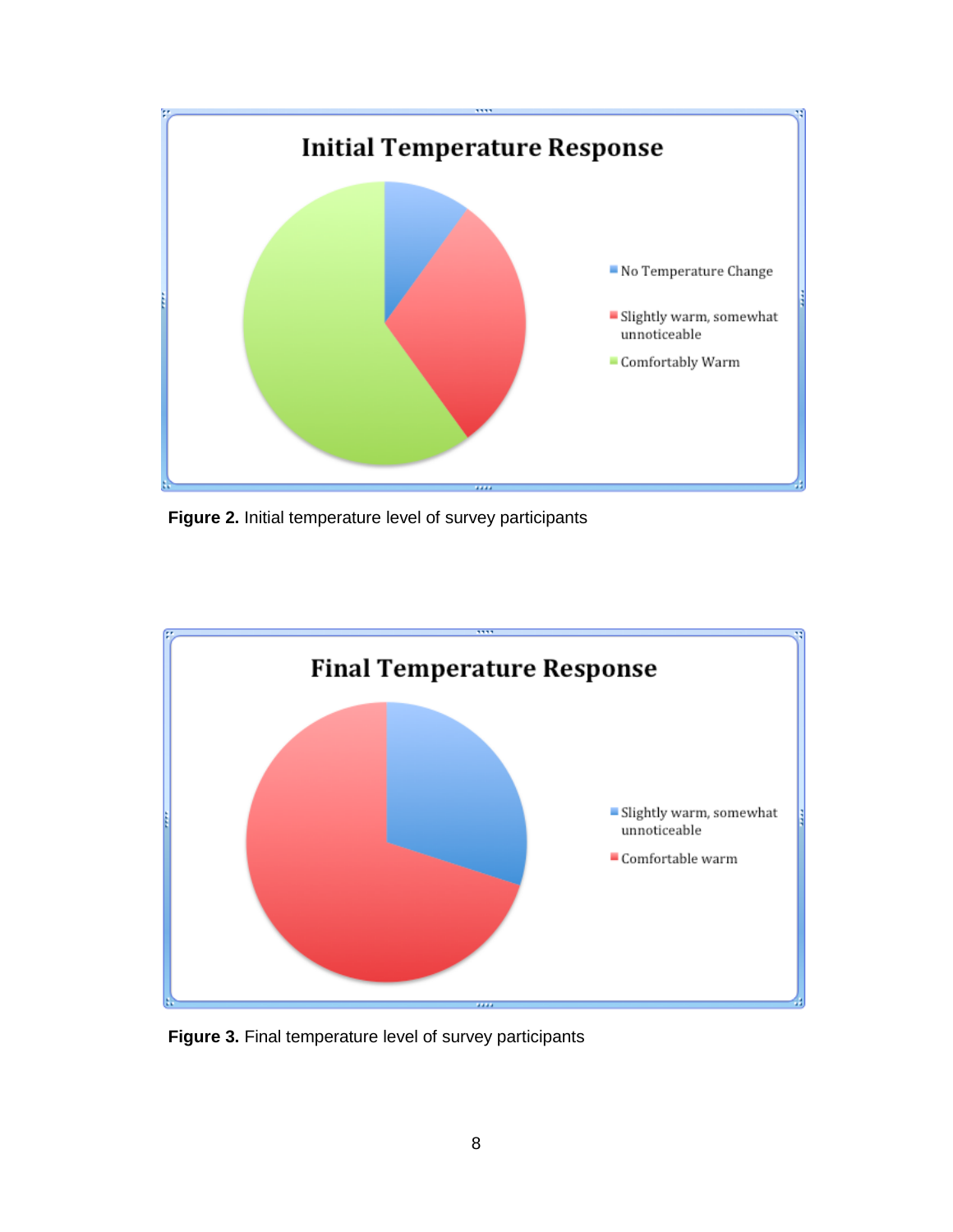**Figure 2.** Initial temperature level of survey participants

**Figure 3.** Final temperature level of survey participants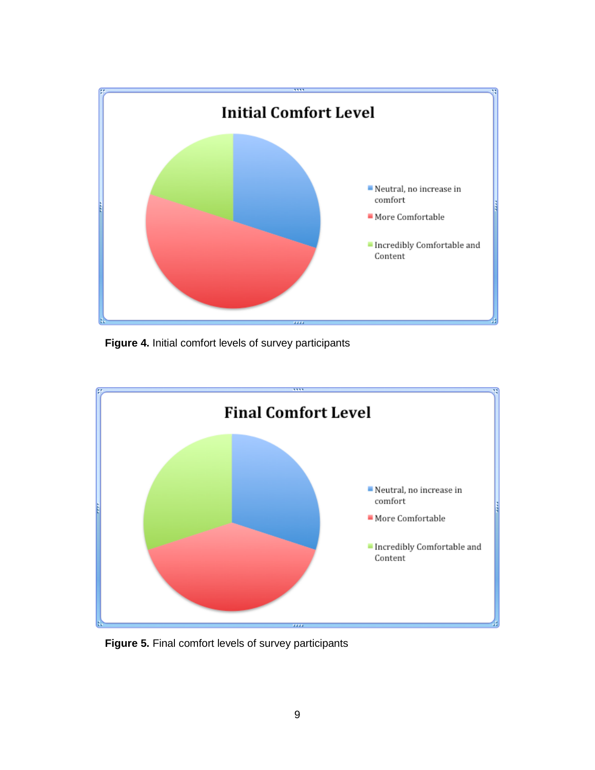Figure 4. Initial comfort levels of survey participants

Figure 5. Final comfort levels of survey participants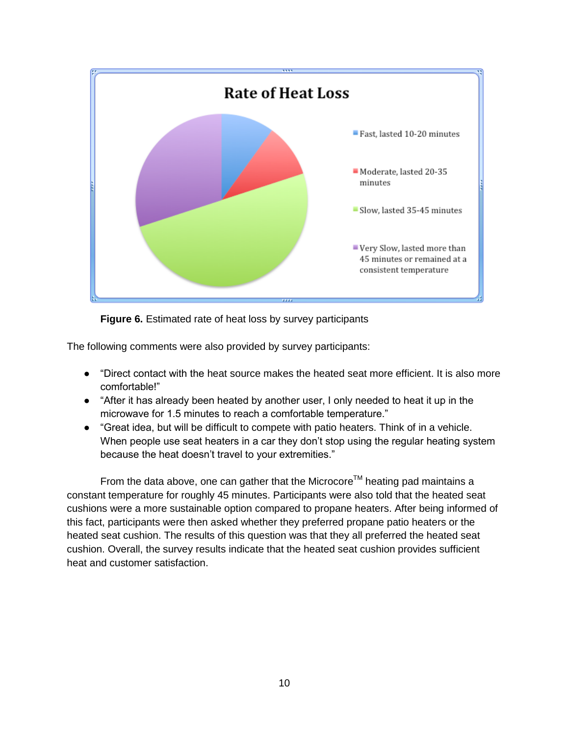**Figure 6.** Estimated rate of heat loss by survey participants

The following comments were also provided by survey participants:

- "Direct contact with the heat source makes the heated seat more efficient. It is also more comfortable!"
- "After it has already been heated by another user, I only needed to heat it up in the microwave for 1.5 minutes to reach a comfortable temperature."
- "Great idea, but will be difficult to compete with patio heaters. Think of in a vehicle. When people use seat heaters in a car they don't stop using the regular heating system because the heat doesn't travel to your extremities."

From the data above, one can gather that the Microcore™ heating pad maintains a constant temperature for roughly 45 minutes. Participants were also told that the heated seat cushions were a more sustainable option compared to propane heaters. After being informed of this fact, participants were then asked whether they preferred propane patio heaters or the heated seat cushion. The results of this question was that they all preferred the heated seat cushion. Overall, the survey results indicate that the heated seat cushion provides sufficient heat and customer satisfaction.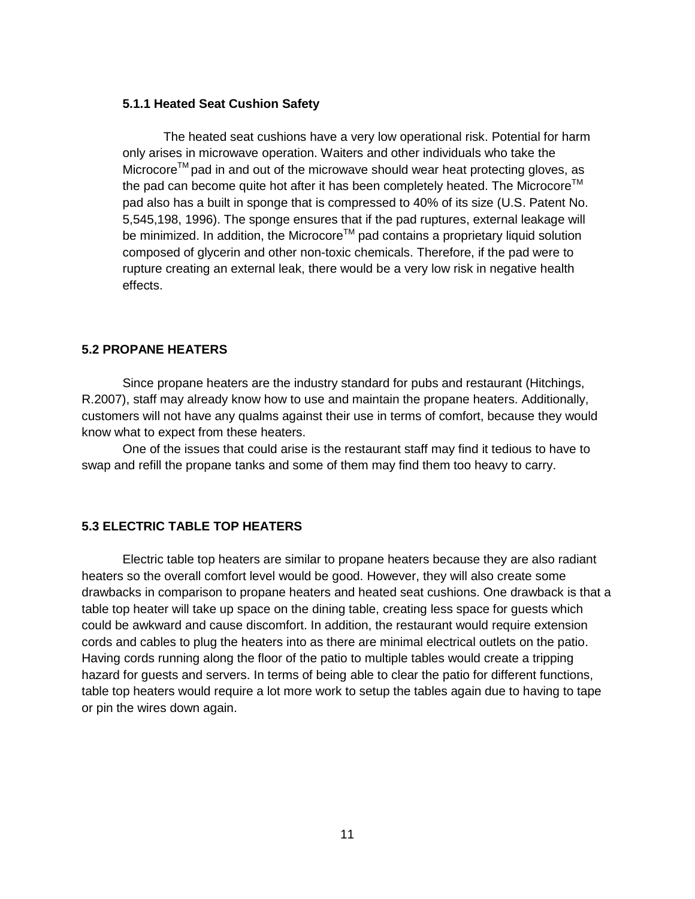#### 5.1.1 Heated Seat Cushion Safety

The heated seat cushions have a very low operational risk. Potential for harm only arises in microwave operation. Waiters and other individuals who take the Microcore™ pad in and out of the microwave should wear heat protecting gloves, as the pad can become quite hot after it has been completely heated. The Microcore™ pad also has a built in sponge that is compressed to 40% of its size (U.S. Patent No. 5,545,198, 1996). The sponge ensures that if the pad ruptures, external leakage will be minimized. In addition, the Microcore™ pad contains a proprietary liquid solution composed of glycerin and other non-toxic chemicals. Therefore, if the pad were to rupture creating an external leak, there would be a very low risk in negative health effects.

### 5.2 PROPANE HEATERS

Since propane heaters are the industry standard for pubs and restaurant (Hitchings, R.2007), staff may already know how to use and maintain the propane heaters. Additionally, customers will not have any qualms against their use in terms of comfort, because they would know what to expect from these heaters.

One of the issues that could arise is the restaurant staff may find it tedious to have to swap and refill the propane tanks and some of them may find them too heavy to carry.

### 5.3 ELECTRIC TABLE TOP HEATERS

Electric table top heaters are similar to propane heaters because they are also radiant heaters so the overall comfort level would be good. However, they will also create some drawbacks in comparison to propane heaters and heated seat cushions. One drawback is that a table top heater will take up space on the dining table, creating less space for guests which could be awkward and cause discomfort. In addition, the restaurant would require extension cords and cables to plug the heaters into as there are minimal electrical outlets on the patio. Having cords running along the floor of the patio to multiple tables would create a tripping hazard for guests and servers. In terms of being able to clear the patio for different functions, table top heaters would require a lot more work to setup the tables again due to having to tape or pin the wires down again.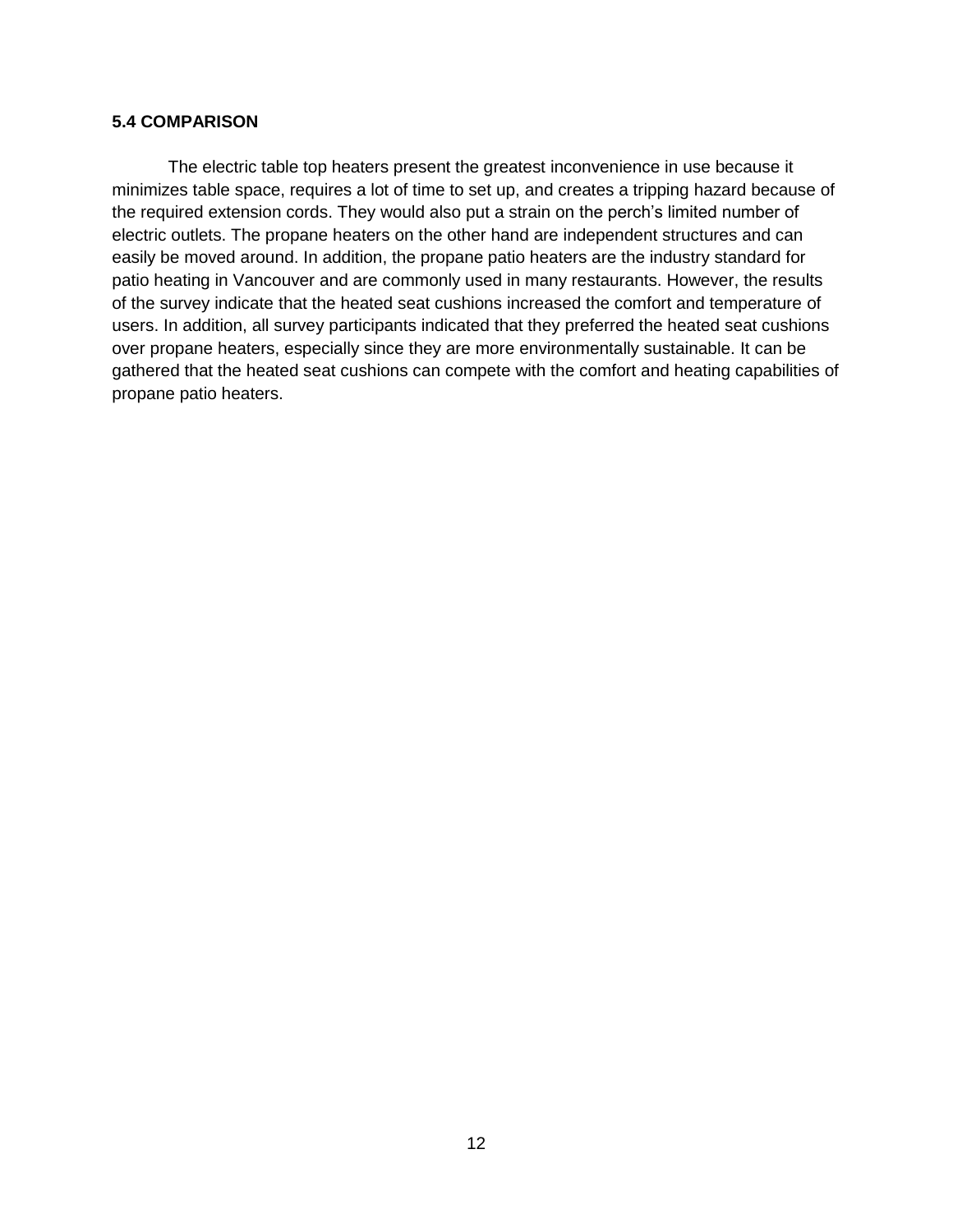### 5.4 COMPARISON

The electric table top heaters present the greatest inconvenience in use because it minimizes table space, requires a lot of time to set up, and creates a tripping hazard because of the required extension cords. They would also put a strain on the perch's limited number of electric outlets. The propane heaters on the other hand are independent structures and can easily be moved around. In addition, the propane patio heaters are the industry standard for patio heating in Vancouver and are commonly used in many restaurants. However, the results of the survey indicate that the heated seat cushions increased the comfort and temperature of users. In addition, all survey participants indicated that they preferred the heated seat cushions over propane heaters, especially since they are more environmentally sustainable. It can be gathered that the heated seat cushions can compete with the comfort and heating capabilities of propane patio heaters.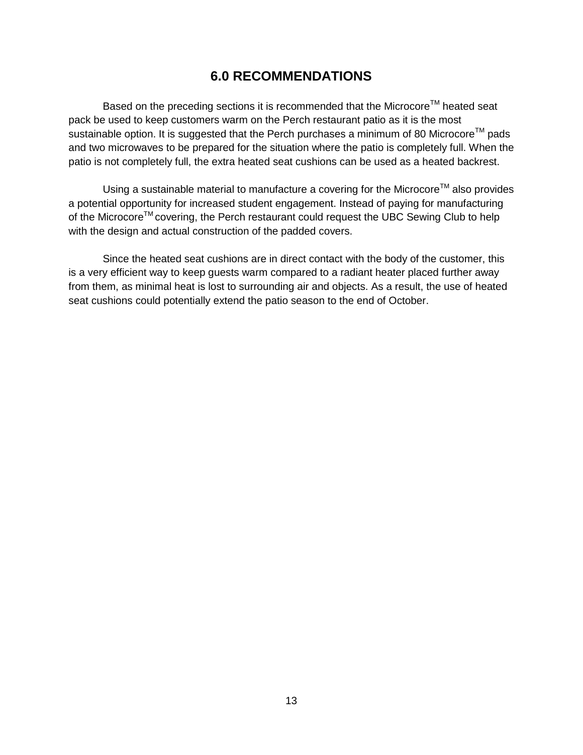## 6.0 RECOMMENDATIONS

Based on the preceding sections it is recommended that the Microcore™ heated seat pack be used to keep customers warm on the Perch restaurant patio as it is the most sustainable option. It is suggested that the Perch purchases a minimum of 80 Microcore™ pads and two microwaves to be prepared for the situation where the patio is completely full. When the patio is not completely full, the extra heated seat cushions can be used as a heated backrest.

Using a sustainable material to manufacture a covering for the Microcore™ also provides a potential opportunity for increased student engagement. Instead of paying for manufacturing of the Microcore™ covering, the Perch restaurant could request the UBC Sewing Club to help with the design and actual construction of the padded covers.

Since the heated seat cushions are in direct contact with the body of the customer, this is a very efficient way to keep guests warm compared to a radiant heater placed further away from them, as minimal heat is lost to surrounding air and objects. As a result, the use of heated seat cushions could potentially extend the patio season to the end of October.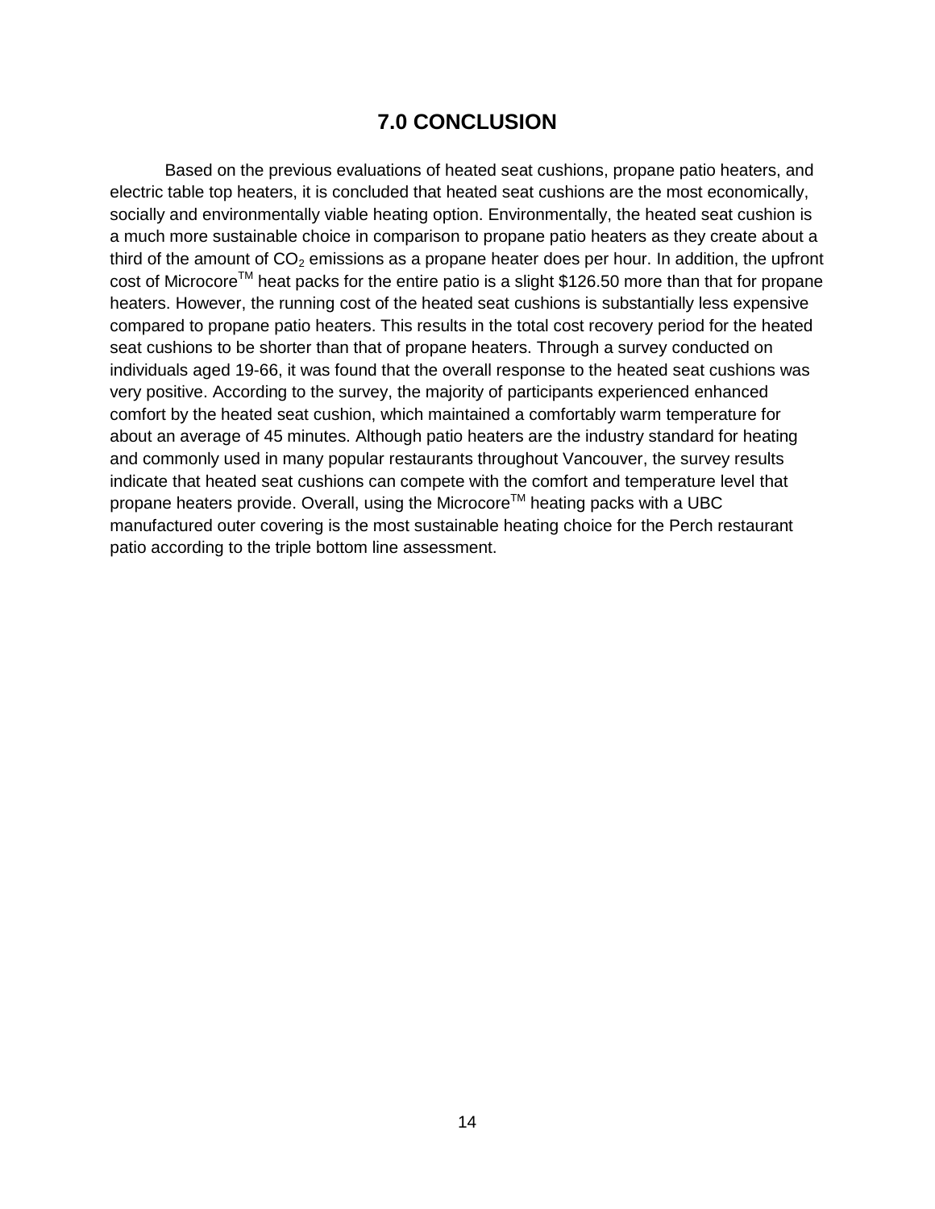## 7.0 CONCLUSION

Based on the previous evaluations of heated seat cushions, propane patio heaters, and electric table top heaters, it is concluded that heated seat cushions are the most economically, socially and environmentally viable heating option. Environmentally, the heated seat cushion is a much more sustainable choice in comparison to propane patio heaters as they create about a third of the amount of $CO_2$ emissions as a propane heater does per hour. In addition, the upfront cost of Microcore™ heat packs for the entire patio is a slight $126.50 more than that for propane heaters. However, the running cost of the heated seat cushions is substantially less expensive compared to propane patio heaters. This results in the total cost recovery period for the heated seat cushions to be shorter than that of propane heaters. Through a survey conducted on individuals aged 19-66, it was found that the overall response to the heated seat cushions was very positive. According to the survey, the majority of participants experienced enhanced comfort by the heated seat cushion, which maintained a comfortably warm temperature for about an average of 45 minutes. Although patio heaters are the industry standard for heating and commonly used in many popular restaurants throughout Vancouver, the survey results indicate that heated seat cushions can compete with the comfort and temperature level that propane heaters provide. Overall, using the Microcore™ heating packs with a UBC manufactured outer covering is the most sustainable heating choice for the Perch restaurant patio according to the triple bottom line assessment.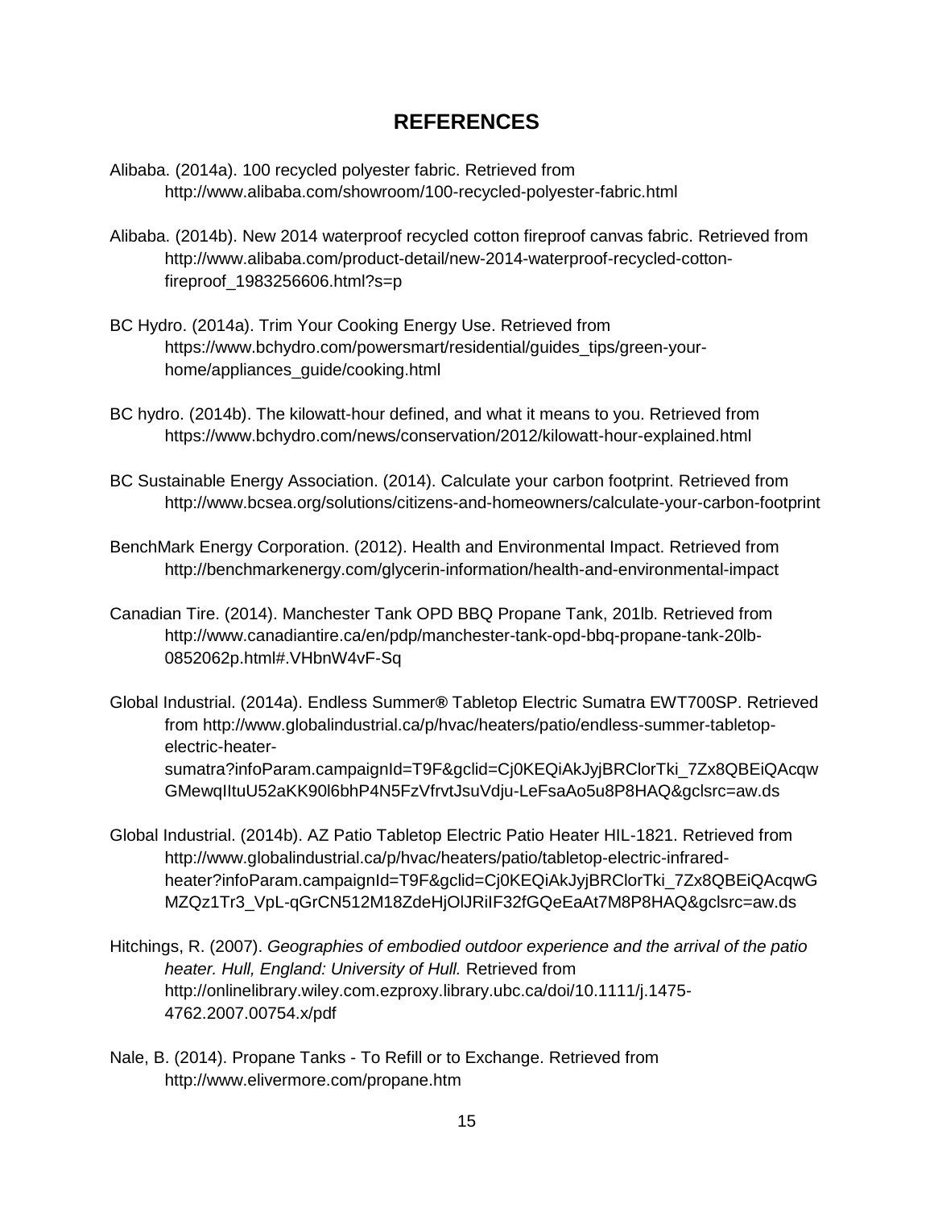# REFERENCES

Alibaba. (2014a). 100 recycled polyester fabric. Retrieved from http://www.alibaba.com/showroom/100-recycled-polyester-fabric.html

Alibaba. (2014b). New 2014 waterproof recycled cotton fireproof canvas fabric. Retrieved from http://www.alibaba.com/product-detail/new-2014-waterproof-recycled-cotton-fireproof_1983256606.html?s=p

BC Hydro. (2014a). Trim Your Cooking Energy Use. Retrieved from https://www.bchydro.com/powersmart/residential/guides_tips/green-your-home/appliances_guide/cooking.html

BC hydro. (2014b). The kilowatt-hour defined, and what it means to you. Retrieved from https://www.bchydro.com/news/conservation/2012/kilowatt-hour-explained.html

BC Sustainable Energy Association. (2014). Calculate your carbon footprint. Retrieved from http://www.bcsea.org/solutions/citizens-and-homeowners/calculate-your-carbon-footprint

BenchMark Energy Corporation. (2012). Health and Environmental Impact. Retrieved from http://benchmarkenergy.com/glycerin-information/health-and-environmental-impact

Canadian Tire. (2014). Manchester Tank OPD BBQ Propane Tank, 201lb. Retrieved from http://www.canadiantire.ca/en/pdp/manchester-tank-opd-bbq-propane-tank-20lb-0852062p.html#.VHbnW4vF-Sq

Global Industrial. (2014a). Endless Summer® Tabletop Electric Sumatra EWT700SP. Retrieved from http://www.globalindustrial.ca/p/hvac/heaters/patio/endless-summer-tabletop-electric-heater-sumatra?infoParam.campaignId=T9F&gclid=Cj0KEQiAkJyjBRClorTki_7Zx8QBEiQAcqwGMewqIItuU52aKK90l6bhP4N5FzVfrvtJsuVdju-LeFsaAo5u8P8HAQ&gclsrc=aw.ds

Global Industrial. (2014b). AZ Patio Tabletop Electric Patio Heater HIL-1821. Retrieved from http://www.globalindustrial.ca/p/hvac/heaters/patio/tabletop-electric-infrared-heater?infoParam.campaignId=T9F&gclid=Cj0KEQiAkJyjBRClorTki_7Zx8QBEiQAcqwGMZQz1Tr3_VpL-qGrCN512M18ZdeHjOlJRiIF32fGQeEaAt7M8P8HAQ&gclsrc=aw.ds

Hitchings, R. (2007). *Geographies of embodied outdoor experience and the arrival of the patio heater. Hull, England: University of Hull.* Retrieved from http://onlinelibrary.wiley.com.ezproxy.library.ubc.ca/doi/10.1111/j.1475-4762.2007.00754.x/pdf

Nale, B. (2014). Propane Tanks - To Refill or to Exchange. Retrieved from http://www.elivermore.com/propane.htm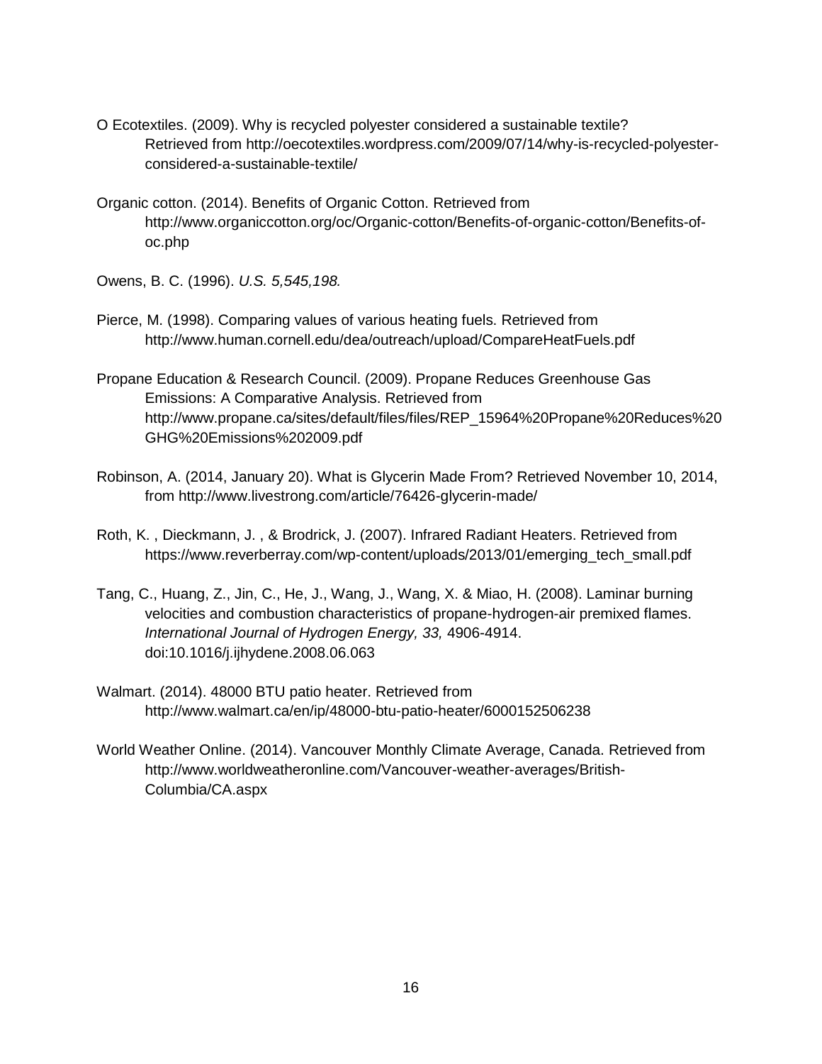O Ecotextiles. (2009). Why is recycled polyester considered a sustainable textile? Retrieved from http://oecotextiles.wordpress.com/2009/07/14/why-is-recycled-polyester-considered-a-sustainable-textile/

Organic cotton. (2014). Benefits of Organic Cotton. Retrieved from http://www.organiccotton.org/oc/Organic-cotton/Benefits-of-organic-cotton/Benefits-of-oc.php

Owens, B. C. (1996). *U.S. 5,545,198.*

Pierce, M. (1998). Comparing values of various heating fuels. Retrieved from http://www.human.cornell.edu/dea/outreach/upload/CompareHeatFuels.pdf

Propane Education & Research Council. (2009). Propane Reduces Greenhouse Gas Emissions: A Comparative Analysis. Retrieved from http://www.propane.ca/sites/default/files/files/REP_15964%20Propane%20Reduces%20GHG%20Emissions%202009.pdf

Robinson, A. (2014, January 20). What is Glycerin Made From? Retrieved November 10, 2014, from http://www.livestrong.com/article/76426-glycerin-made/

Roth, K. , Dieckmann, J. , & Brodrick, J. (2007). Infrared Radiant Heaters. Retrieved from https://www.reverberray.com/wp-content/uploads/2013/01/emerging_tech_small.pdf

Tang, C., Huang, Z., Jin, C., He, J., Wang, J., Wang, X. & Miao, H. (2008). Laminar burning velocities and combustion characteristics of propane-hydrogen-air premixed flames. *International Journal of Hydrogen Energy, 33,* 4906-4914. doi:10.1016/j.ijhydene.2008.06.063

Walmart. (2014). 48000 BTU patio heater. Retrieved from http://www.walmart.ca/en/ip/48000-btu-patio-heater/6000152506238

World Weather Online. (2014). Vancouver Monthly Climate Average, Canada. Retrieved from http://www.worldweatheronline.com/Vancouver-weather-averages/British-Columbia/CA.aspx